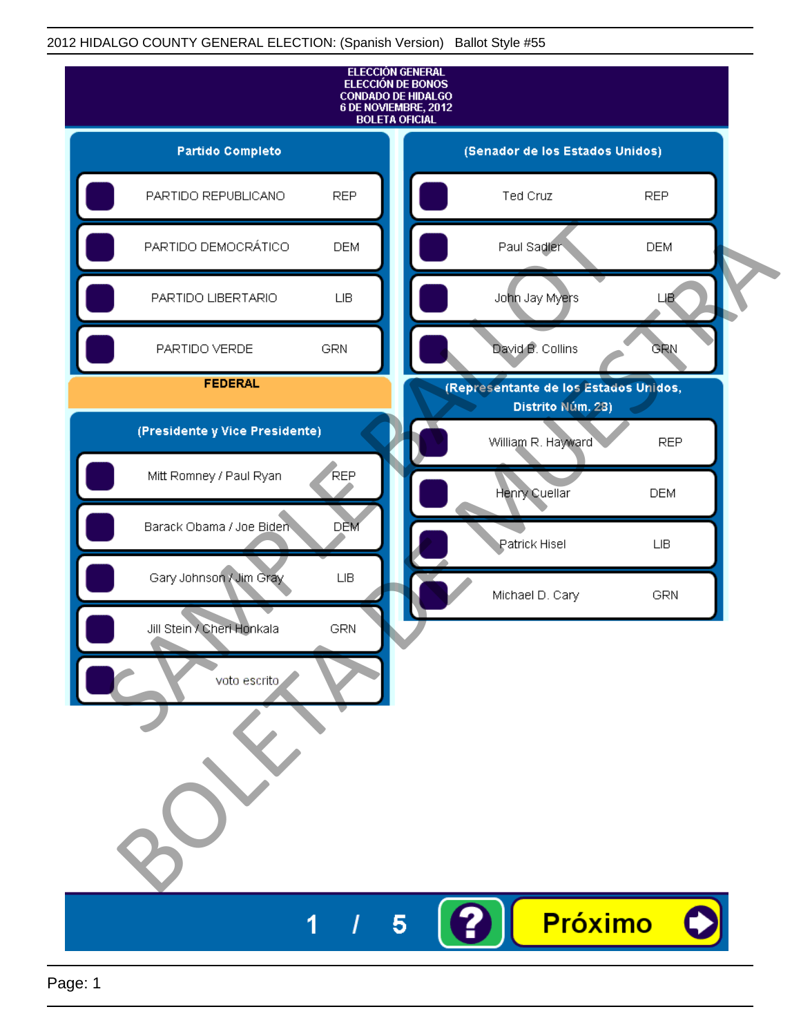2012 HIDALGO COUNTY GENERAL ELECTION: (Spanish Version) Ballot Style #55

**ELECCIÓN GENERAL**
**ELECCIÓN DE BONOS**
**CONDADO DE HIDALGO**
**6 DE NOVIEMBRE, 2012**
**BOLETA OFICIAL**

## Partido Completo

| | |
|---|---|
| PARTIDO REPUBLICANO | REP |
| PARTIDO DEMOCRÁTICO | DEM |
| PARTIDO LIBERTARIO | LIB |
| PARTIDO VERDE | GRN |

## FEDERAL

### (Presidente y Vice Presidente)

| | |
|---|---|
| Mitt Romney / Paul Ryan | REP |
| Barack Obama / Joe Biden | DEM |
| Gary Johnson / Jim Gray | LIB |
| Jill Stein / Cheri Honkala | GRN |
| voto escrito | |

### (Senador de los Estados Unidos)

| | |
|---|---|
| Ted Cruz | REP |
| Paul Sadler | DEM |
| John Jay Myers | LIB |
| David B. Collins | GRN |

### (Representante de los Estados Unidos, Distrito Núm. 28)

| | |
|---|---|
| William R. Hayward | REP |
| Henry Cuellar | DEM |
| Patrick Hisel | LIB |
| Michael D. Cary | GRN |

SAMPLE BALLOT
BOLETA DE MUESTRA

1 / 5

Próximo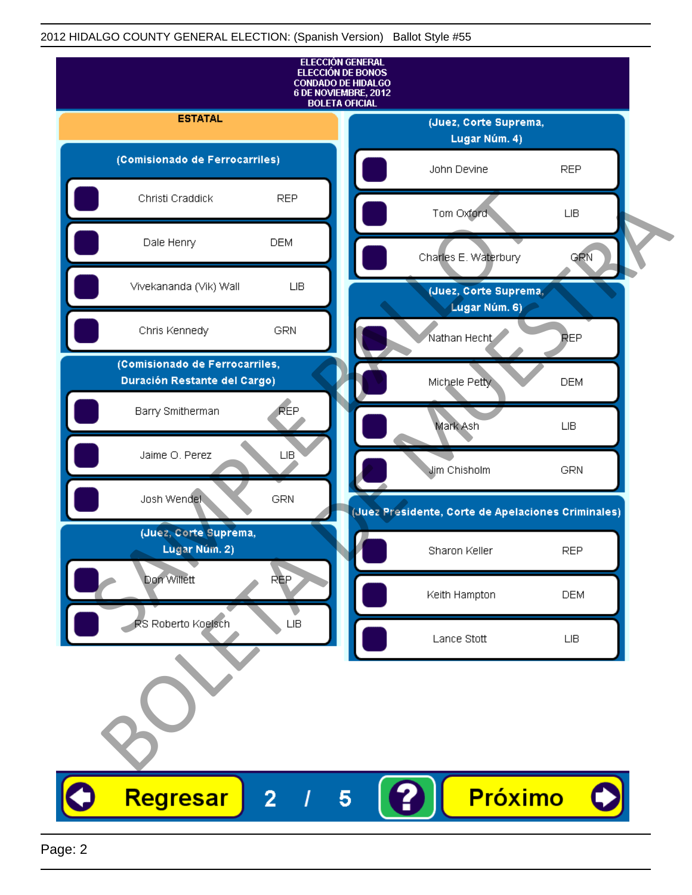2012 HIDALGO COUNTY GENERAL ELECTION: (Spanish Version) Ballot Style #55

# ELECCIÓN GENERAL
# ELECCIÓN DE BONOS
# CONDADO DE HIDALGO
# 6 DE NOVIEMBRE, 2012
# BOLETA OFICIAL

## ESTATAL

### (Comisionado de Ferrocarriles)

| Candidato | Partido |
|---|---|
| Christi Craddick | REP |
| Dale Henry | DEM |
| Vivekananda (Vik) Wall | LIB |
| Chris Kennedy | GRN |

### (Comisionado de Ferrocarriles, Duración Restante del Cargo)

| Candidato | Partido |
|---|---|
| Barry Smitherman | REP |
| Jaime O. Perez | LIB |
| Josh Wendel | GRN |

### (Juez, Corte Suprema, Lugar Núm. 2)

| Candidato | Partido |
|---|---|
| Don Willett | REP |
| RS Roberto Koelsch | LIB |

### (Juez, Corte Suprema, Lugar Núm. 4)

| Candidato | Partido |
|---|---|
| John Devine | REP |
| Tom Oxford | LIB |
| Charles E. Waterbury | GRN |

### (Juez, Corte Suprema, Lugar Núm. 6)

| Candidato | Partido |
|---|---|
| Nathan Hecht | REP |
| Michele Petty | DEM |
| Mark Ash | LIB |
| Jim Chisholm | GRN |

### (Juez Presidente, Corte de Apelaciones Criminales)

| Candidato | Partido |
|---|---|
| Sharon Keller | REP |
| Keith Hampton | DEM |
| Lance Stott | LIB |

SAMPLE BALLOT — BOLETA DE MUESTRA

Regresar 2 / 5 ? Próximo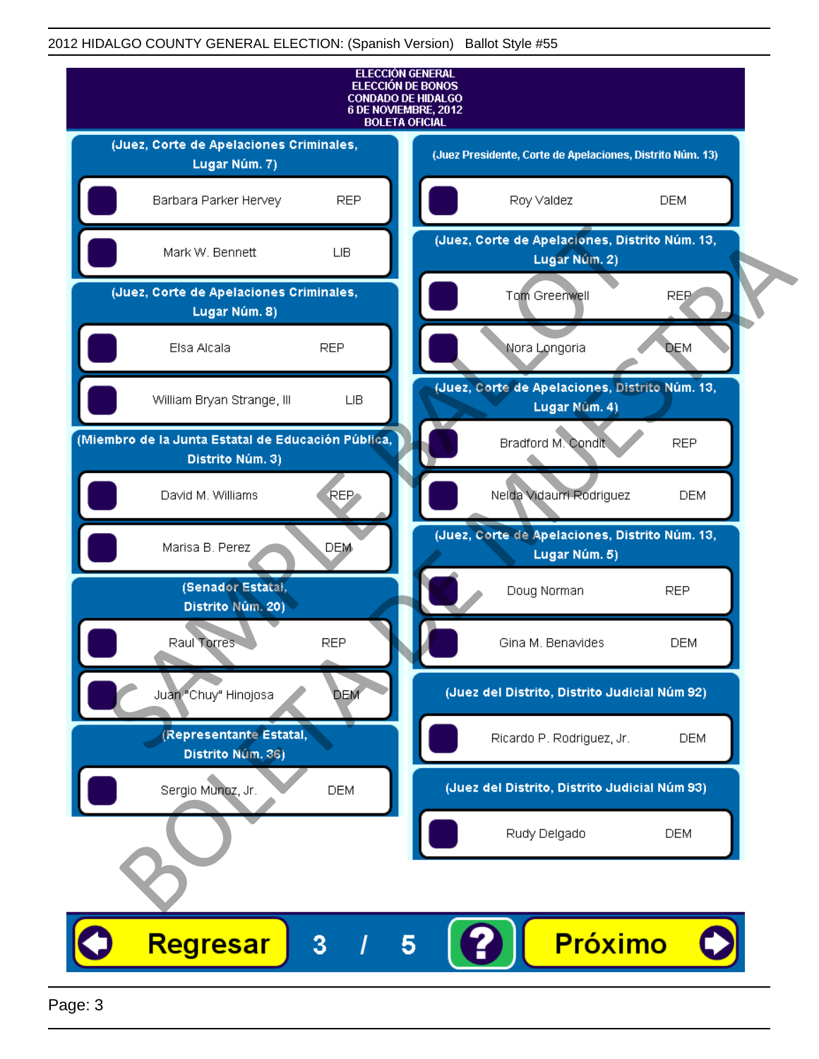2012 HIDALGO COUNTY GENERAL ELECTION: (Spanish Version) Ballot Style #55

**ELECCIÓN GENERAL**
**ELECCIÓN DE BONOS**
**CONDADO DE HIDALGO**
**6 DE NOVIEMBRE, 2012**
**BOLETA OFICIAL**

### (Juez, Corte de Apelaciones Criminales, Lugar Núm. 7)

| Candidato | Partido |
|---|---|
| Barbara Parker Hervey | REP |
| Mark W. Bennett | LIB |

### (Juez, Corte de Apelaciones Criminales, Lugar Núm. 8)

| Candidato | Partido |
|---|---|
| Elsa Alcala | REP |
| William Bryan Strange, III | LIB |

### (Miembro de la Junta Estatal de Educación Pública, Distrito Núm. 3)

| Candidato | Partido |
|---|---|
| David M. Williams | REP |
| Marisa B. Perez | DEM |

### (Senador Estatal, Distrito Núm. 20)

| Candidato | Partido |
|---|---|
| Raul Torres | REP |
| Juan "Chuy" Hinojosa | DEM |

### (Representante Estatal, Distrito Núm. 36)

| Candidato | Partido |
|---|---|
| Sergio Munoz, Jr. | DEM |

### (Juez Presidente, Corte de Apelaciones, Distrito Núm. 13)

| Candidato | Partido |
|---|---|
| Roy Valdez | DEM |

### (Juez, Corte de Apelaciones, Distrito Núm. 13, Lugar Núm. 2)

| Candidato | Partido |
|---|---|
| Tom Greenwell | REP |
| Nora Longoria | DEM |

### (Juez, Corte de Apelaciones, Distrito Núm. 13, Lugar Núm. 4)

| Candidato | Partido |
|---|---|
| Bradford M. Condit | REP |
| Nelda Vidaurri Rodriguez | DEM |

### (Juez, Corte de Apelaciones, Distrito Núm. 13, Lugar Núm. 5)

| Candidato | Partido |
|---|---|
| Doug Norman | REP |
| Gina M. Benavides | DEM |

### (Juez del Distrito, Distrito Judicial Núm 92)

| Candidato | Partido |
|---|---|
| Ricardo P. Rodriguez, Jr. | DEM |

### (Juez del Distrito, Distrito Judicial Núm 93)

| Candidato | Partido |
|---|---|
| Rudy Delgado | DEM |

SAMPLE BALLOT / BOLETA DE MUESTRA

Regresar 3 / 5 ? Próximo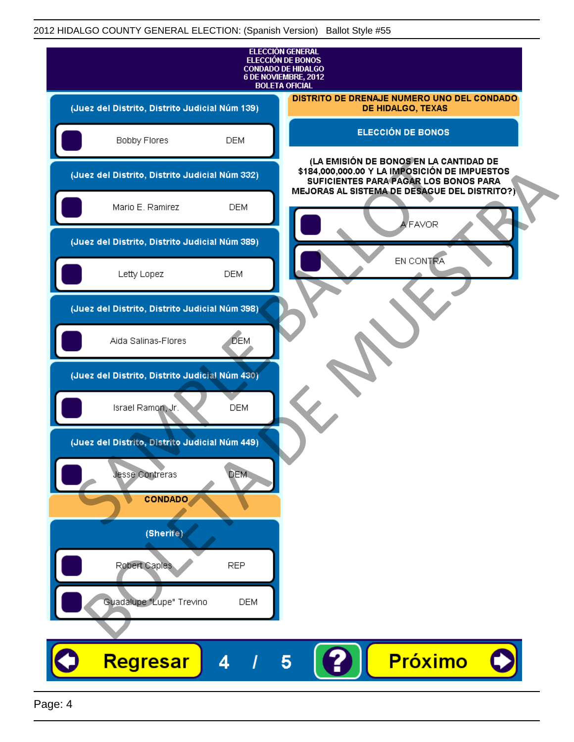2012 HIDALGO COUNTY GENERAL ELECTION: (Spanish Version) Ballot Style #55

ELECCIÓN GENERAL
ELECCIÓN DE BONOS
CONDADO DE HIDALGO
6 DE NOVIEMBRE, 2012
BOLETA OFICIAL

**(Juez del Distrito, Distrito Judicial Núm 139)**

- Bobby Flores DEM

**(Juez del Distrito, Distrito Judicial Núm 332)**

- Mario E. Ramirez DEM

**(Juez del Distrito, Distrito Judicial Núm 389)**

- Letty Lopez DEM

**(Juez del Distrito, Distrito Judicial Núm 398)**

- Aida Salinas-Flores DEM

**(Juez del Distrito, Distrito Judicial Núm 430)**

- Israel Ramon, Jr. DEM

**(Juez del Distrito, Distrito Judicial Núm 449)**

- Jesse Contreras DEM

**CONDADO**

**(Sherife)**

- Robert Caples REP
- Guadalupe "Lupe" Trevino DEM

**DISTRITO DE DRENAJE NUMERO UNO DEL CONDADO DE HIDALGO, TEXAS**

**ELECCIÓN DE BONOS**

**(LA EMISIÓN DE BONOS EN LA CANTIDAD DE $184,000,000.00 Y LA IMPOSICIÓN DE IMPUESTOS SUFICIENTES PARA PAGAR LOS BONOS PARA MEJORAS AL SISTEMA DE DESAGUE DEL DISTRITO?)**

- A FAVOR
- EN CONTRA

SAMPLE BALLOT
BOLETA DE MUESTRA

Regresar 4 / 5 ? Próximo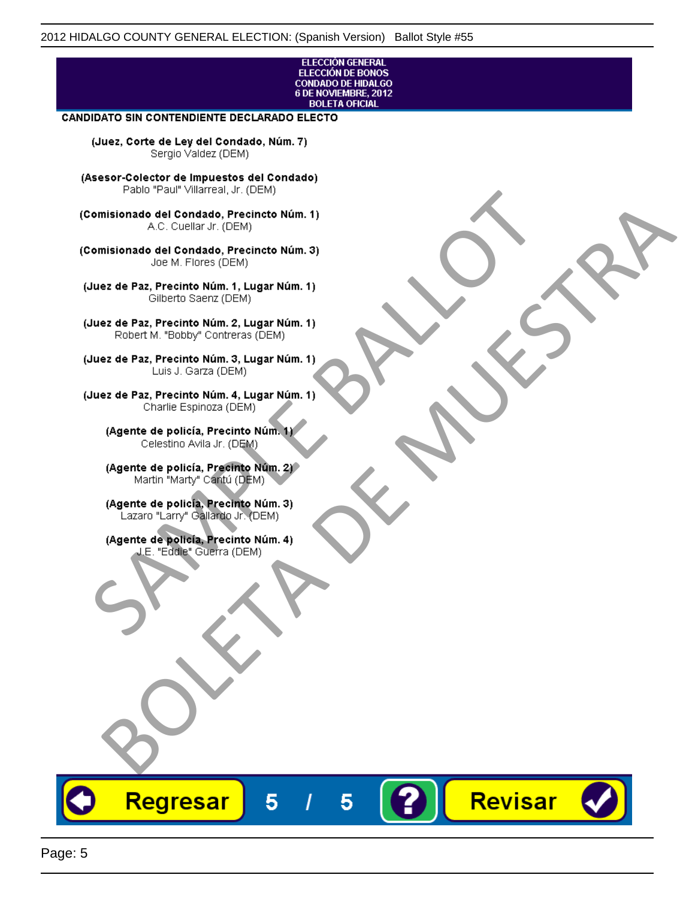ELECCIÓN GENERAL
ELECCIÓN DE BONOS
CONDADO DE HIDALGO
6 DE NOVIEMBRE, 2012
BOLETA OFICIAL

**CANDIDATO SIN CONTENDIENTE DECLARADO ELECTO**

**(Juez, Corte de Ley del Condado, Núm. 7)**
Sergio Valdez (DEM)

**(Asesor-Colector de Impuestos del Condado)**
Pablo "Paul" Villarreal, Jr. (DEM)

**(Comisionado del Condado, Precincto Núm. 1)**
A.C. Cuellar Jr. (DEM)

**(Comisionado del Condado, Precincto Núm. 3)**
Joe M. Flores (DEM)

**(Juez de Paz, Precinto Núm. 1, Lugar Núm. 1)**
Gilberto Saenz (DEM)

**(Juez de Paz, Precinto Núm. 2, Lugar Núm. 1)**
Robert M. "Bobby" Contreras (DEM)

**(Juez de Paz, Precinto Núm. 3, Lugar Núm. 1)**
Luis J. Garza (DEM)

**(Juez de Paz, Precinto Núm. 4, Lugar Núm. 1)**
Charlie Espinoza (DEM)

**(Agente de policía, Precinto Núm. 1)**
Celestino Avila Jr. (DEM)

**(Agente de policía, Precinto Núm. 2)**
Martin "Marty" Cantú (DEM)

**(Agente de policía, Precinto Núm. 3)**
Lazaro "Larry" Gallardo Jr. (DEM)

**(Agente de policía, Precinto Núm. 4)**
J.E. "Eddie" Guerra (DEM)

SAMPLE BALLOT
BOLETA DE MUESTRA

Regresar   5 / 5   ?   Revisar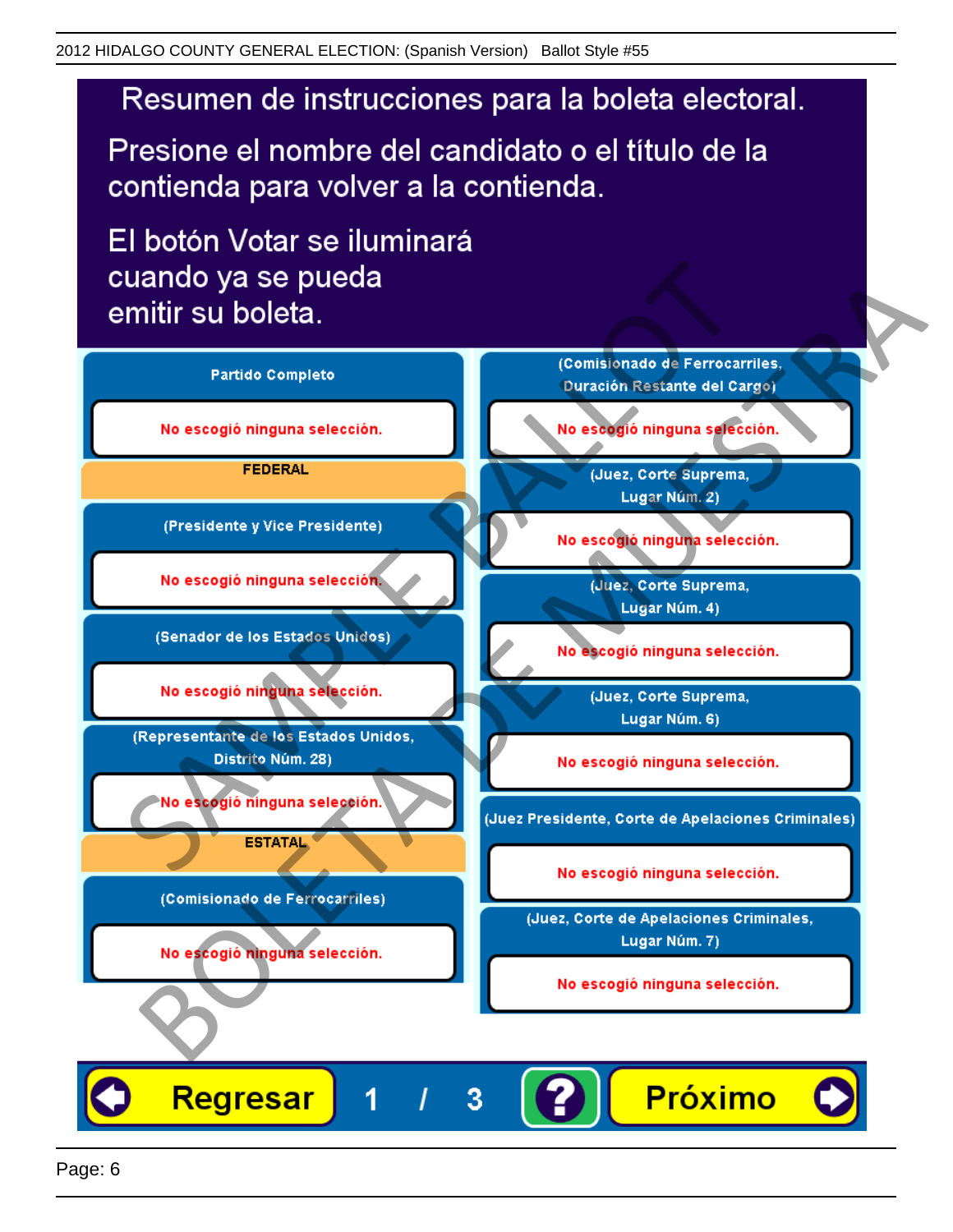# Resumen de instrucciones para la boleta electoral.

Presione el nombre del candidato o el título de la contienda para volver a la contienda.

El botón Votar se iluminará cuando ya se pueda emitir su boleta.

**Partido Completo**

No escogió ninguna selección.

**FEDERAL**

**(Presidente y Vice Presidente)**

No escogió ninguna selección.

**(Senador de los Estados Unidos)**

No escogió ninguna selección.

**(Representante de los Estados Unidos, Distrito Núm. 28)**

No escogió ninguna selección.

**ESTATAL**

**(Comisionado de Ferrocarriles)**

No escogió ninguna selección.

**(Comisionado de Ferrocarriles, Duración Restante del Cargo)**

No escogió ninguna selección.

**(Juez, Corte Suprema, Lugar Núm. 2)**

No escogió ninguna selección.

**(Juez, Corte Suprema, Lugar Núm. 4)**

No escogió ninguna selección.

**(Juez, Corte Suprema, Lugar Núm. 6)**

No escogió ninguna selección.

**(Juez Presidente, Corte de Apelaciones Criminales)**

No escogió ninguna selección.

**(Juez, Corte de Apelaciones Criminales, Lugar Núm. 7)**

No escogió ninguna selección.

Regresar | 1 / 3 | ? | Próximo

SAMPLE BALLOT

BOLETA DE MUESTRA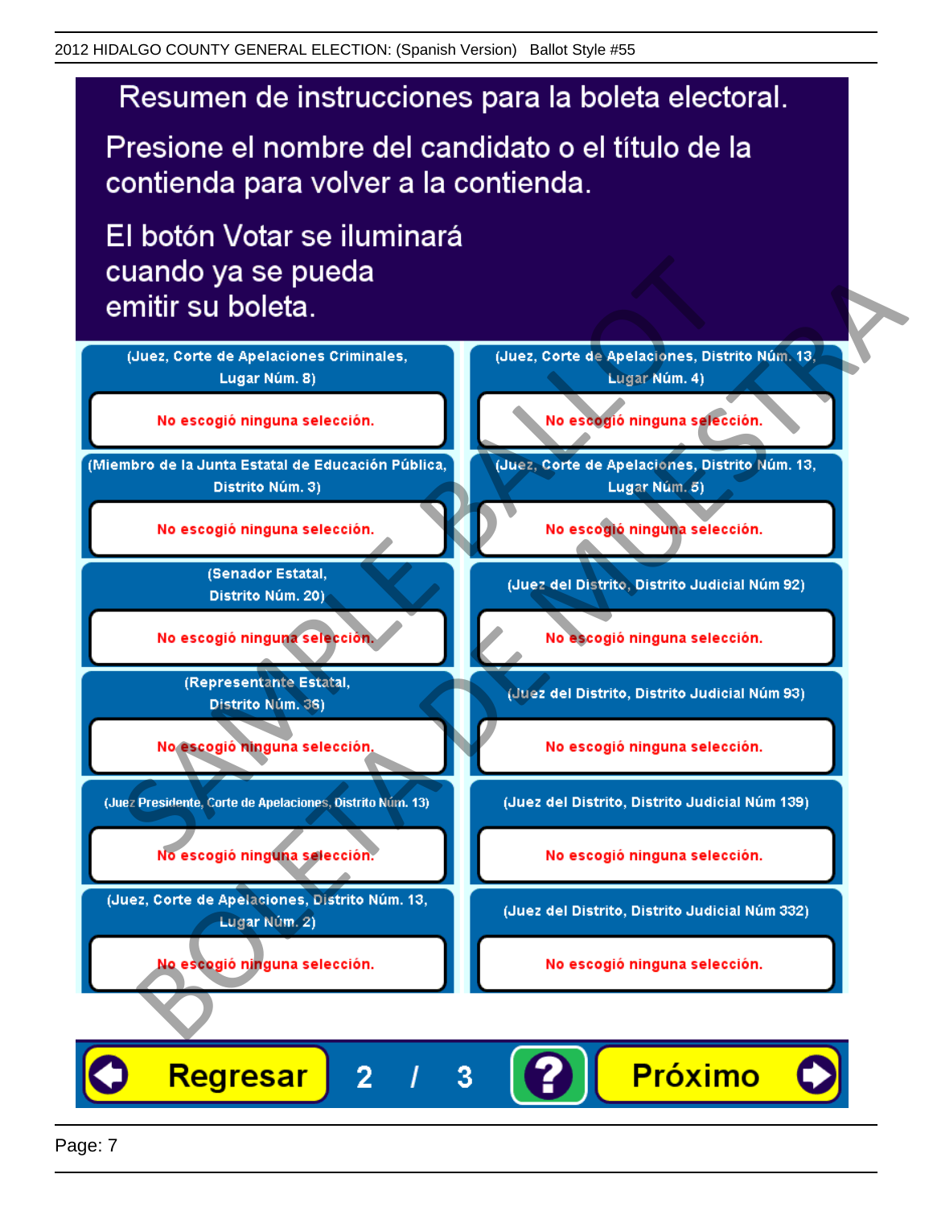# Resumen de instrucciones para la boleta electoral.

Presione el nombre del candidato o el título de la contienda para volver a la contienda.

El botón Votar se iluminará cuando ya se pueda emitir su boleta.

**(Juez, Corte de Apelaciones Criminales, Lugar Núm. 8)**

No escogió ninguna selección.

**(Miembro de la Junta Estatal de Educación Pública, Distrito Núm. 3)**

No escogió ninguna selección.

**(Senador Estatal, Distrito Núm. 20)**

No escogió ninguna selección.

**(Representante Estatal, Distrito Núm. 36)**

No escogió ninguna selección.

**(Juez Presidente, Corte de Apelaciones, Distrito Núm. 13)**

No escogió ninguna selección.

**(Juez, Corte de Apelaciones, Distrito Núm. 13, Lugar Núm. 2)**

No escogió ninguna selección.

**(Juez, Corte de Apelaciones, Distrito Núm. 13, Lugar Núm. 4)**

No escogió ninguna selección.

**(Juez, Corte de Apelaciones, Distrito Núm. 13, Lugar Núm. 5)**

No escogió ninguna selección.

**(Juez del Distrito, Distrito Judicial Núm 92)**

No escogió ninguna selección.

**(Juez del Distrito, Distrito Judicial Núm 93)**

No escogió ninguna selección.

**(Juez del Distrito, Distrito Judicial Núm 139)**

No escogió ninguna selección.

**(Juez del Distrito, Distrito Judicial Núm 332)**

No escogió ninguna selección.

Regresar 2 / 3 ? Próximo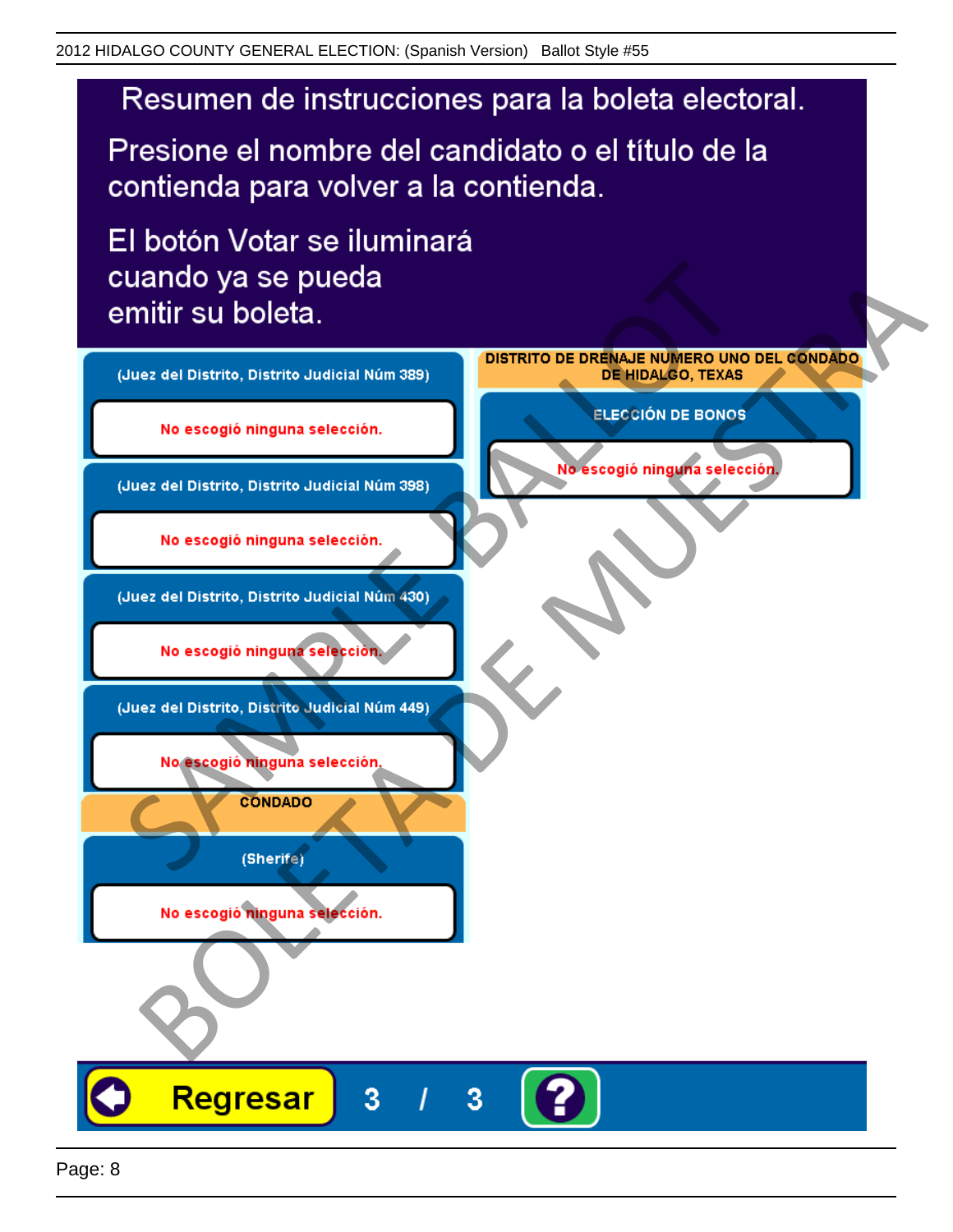# Resumen de instrucciones para la boleta electoral.

Presione el nombre del candidato o el título de la contienda para volver a la contienda.

El botón Votar se iluminará cuando ya se pueda emitir su boleta.

**(Juez del Distrito, Distrito Judicial Núm 389)**

No escogió ninguna selección.

**(Juez del Distrito, Distrito Judicial Núm 398)**

No escogió ninguna selección.

**(Juez del Distrito, Distrito Judicial Núm 430)**

No escogió ninguna selección.

**(Juez del Distrito, Distrito Judicial Núm 449)**

No escogió ninguna selección.

**CONDADO**

**(Sherife)**

No escogió ninguna selección.

**DISTRITO DE DRENAJE NUMERO UNO DEL CONDADO DE HIDALGO, TEXAS**

**ELECCIÓN DE BONOS**

No escogió ninguna selección.

Regresar    3 / 3    ?

SAMPLE BALLOT
BOLETA DE MUESTRA